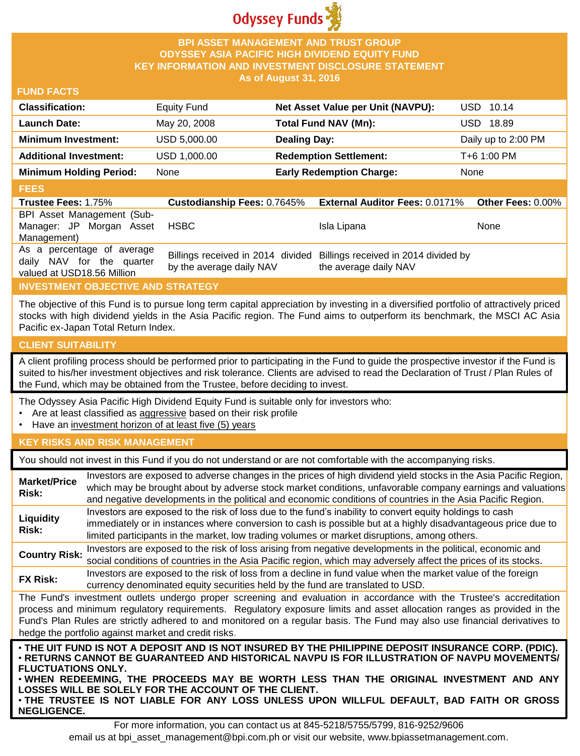Odyssey Funds

# BPI ASSET MANAGEMENT AND TRUST GROUP
# ODYSSEY ASIA PACIFIC HIGH DIVIDEND EQUITY FUND
## KEY INFORMATION AND INVESTMENT DISCLOSURE STATEMENT
### As of August 31, 2016

## FUND FACTS

| | | | |
|---|---|---|---|
| **Classification:** | Equity Fund | **Net Asset Value per Unit (NAVPU):** | USD 10.14 |
| **Launch Date:** | May 20, 2008 | **Total Fund NAV (Mn):** | USD 18.89 |
| **Minimum Investment:** | USD 5,000.00 | **Dealing Day:** | Daily up to 2:00 PM |
| **Additional Investment:** | USD 1,000.00 | **Redemption Settlement:** | T+6 1:00 PM |
| **Minimum Holding Period:** | None | **Early Redemption Charge:** | None |

## FEES

| **Trustee Fees:** 1.75% | **Custodianship Fees:** 0.7645% | **External Auditor Fees:** 0.0171% | **Other Fees:** 0.00% |
|---|---|---|---|
| BPI Asset Management (Sub-Manager: JP Morgan Asset Management) | HSBC | Isla Lipana | None |
| As a percentage of average daily NAV for the quarter valued at USD18.56 Million | Billings received in 2014 divided by the average daily NAV | Billings received in 2014 divided by the average daily NAV | |

## INVESTMENT OBJECTIVE AND STRATEGY

The objective of this Fund is to pursue long term capital appreciation by investing in a diversified portfolio of attractively priced stocks with high dividend yields in the Asia Pacific region. The Fund aims to outperform its benchmark, the MSCI AC Asia Pacific ex-Japan Total Return Index.

## CLIENT SUITABILITY

A client profiling process should be performed prior to participating in the Fund to guide the prospective investor if the Fund is suited to his/her investment objectives and risk tolerance. Clients are advised to read the Declaration of Trust / Plan Rules of the Fund, which may be obtained from the Trustee, before deciding to invest.

The Odyssey Asia Pacific High Dividend Equity Fund is suitable only for investors who:

- Are at least classified as aggressive based on their risk profile
- Have an investment horizon of at least five (5) years

## KEY RISKS AND RISK MANAGEMENT

You should not invest in this Fund if you do not understand or are not comfortable with the accompanying risks.

| | |
|---|---|
| **Market/Price Risk:** | Investors are exposed to adverse changes in the prices of high dividend yield stocks in the Asia Pacific Region, which may be brought about by adverse stock market conditions, unfavorable company earnings and valuations and negative developments in the political and economic conditions of countries in the Asia Pacific Region. |
| **Liquidity Risk:** | Investors are exposed to the risk of loss due to the fund's inability to convert equity holdings to cash immediately or in instances where conversion to cash is possible but at a highly disadvantageous price due to limited participants in the market, low trading volumes or market disruptions, among others. |
| **Country Risk:** | Investors are exposed to the risk of loss arising from negative developments in the political, economic and social conditions of countries in the Asia Pacific region, which may adversely affect the prices of its stocks. |
| **FX Risk:** | Investors are exposed to the risk of loss from a decline in fund value when the market value of the foreign currency denominated equity securities held by the fund are translated to USD. |

The Fund's investment outlets undergo proper screening and evaluation in accordance with the Trustee's accreditation process and minimum regulatory requirements. Regulatory exposure limits and asset allocation ranges as provided in the Fund's Plan Rules are strictly adhered to and monitored on a regular basis. The Fund may also use financial derivatives to hedge the portfolio against market and credit risks.

- **THE UIT FUND IS NOT A DEPOSIT AND IS NOT INSURED BY THE PHILIPPINE DEPOSIT INSURANCE CORP. (PDIC).**
- **RETURNS CANNOT BE GUARANTEED AND HISTORICAL NAVPU IS FOR ILLUSTRATION OF NAVPU MOVEMENTS/ FLUCTUATIONS ONLY.**
- **WHEN REDEEMING, THE PROCEEDS MAY BE WORTH LESS THAN THE ORIGINAL INVESTMENT AND ANY LOSSES WILL BE SOLELY FOR THE ACCOUNT OF THE CLIENT.**
- **THE TRUSTEE IS NOT LIABLE FOR ANY LOSS UNLESS UPON WILLFUL DEFAULT, BAD FAITH OR GROSS NEGLIGENCE.**

For more information, you can contact us at 845-5218/5755/5799, 816-9252/9606
email us at bpi_asset_management@bpi.com.ph or visit our website, www.bpiassetmanagement.com.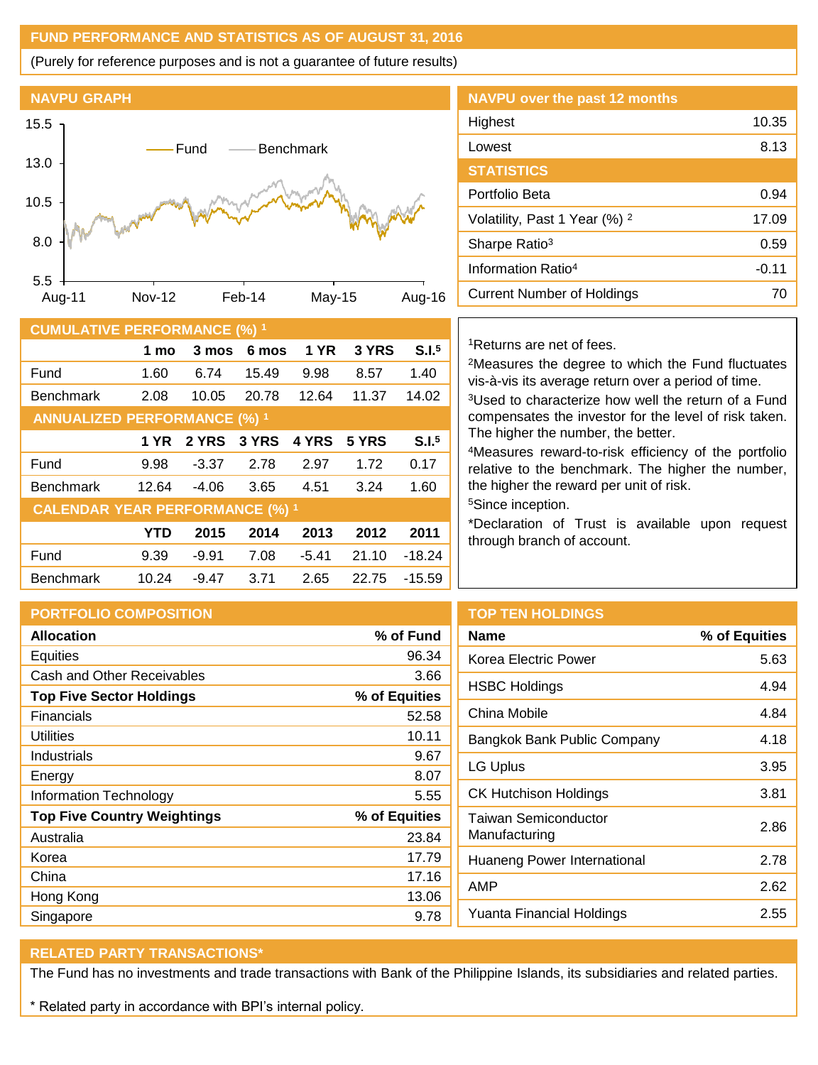## FUND PERFORMANCE AND STATISTICS AS OF AUGUST 31, 2016

(Purely for reference purposes and is not a guarantee of future results)

### NAVPU GRAPH

Fund — Benchmark

15.5, 13.0, 10.5, 8.0, 5.5

Aug-11, Nov-12, Feb-14, May-15, Aug-16

### NAVPU over the past 12 months

| | |
|---|---|
| Highest | 10.35 |
| Lowest | 8.13 |

### STATISTICS

| | |
|---|---|
| Portfolio Beta | 0.94 |
| Volatility, Past 1 Year (%) [2] | 17.09 |
| Sharpe Ratio[3] | 0.59 |
| Information Ratio[4] | -0.11 |
| Current Number of Holdings | 70 |

### CUMULATIVE PERFORMANCE (%) [1]

| | 1 mo | 3 mos | 6 mos | 1 YR | 3 YRS | S.I.[5] |
|---|---|---|---|---|---|---|
| Fund | 1.60 | 6.74 | 15.49 | 9.98 | 8.57 | 1.40 |
| Benchmark | 2.08 | 10.05 | 20.78 | 12.64 | 11.37 | 14.02 |

### ANNUALIZED PERFORMANCE (%) [1]

| | 1 YR | 2 YRS | 3 YRS | 4 YRS | 5 YRS | S.I.[5] |
|---|---|---|---|---|---|---|
| Fund | 9.98 | -3.37 | 2.78 | 2.97 | 1.72 | 0.17 |
| Benchmark | 12.64 | -4.06 | 3.65 | 4.51 | 3.24 | 1.60 |

### CALENDAR YEAR PERFORMANCE (%) [1]

| | YTD | 2015 | 2014 | 2013 | 2012 | 2011 |
|---|---|---|---|---|---|---|
| Fund | 9.39 | -9.91 | 7.08 | -5.41 | 21.10 | -18.24 |
| Benchmark | 10.24 | -9.47 | 3.71 | 2.65 | 22.75 | -15.59 |

[1]Returns are net of fees.

[2]Measures the degree to which the Fund fluctuates vis-à-vis its average return over a period of time.

[3]Used to characterize how well the return of a Fund compensates the investor for the level of risk taken. The higher the number, the better.

[4]Measures reward-to-risk efficiency of the portfolio relative to the benchmark. The higher the number, the higher the reward per unit of risk.

[5]Since inception.

*Declaration of Trust is available upon request through branch of account.

### PORTFOLIO COMPOSITION

| Allocation | % of Fund |
|---|---|
| Equities | 96.34 |
| Cash and Other Receivables | 3.66 |
| **Top Five Sector Holdings** | **% of Equities** |
| Financials | 52.58 |
| Utilities | 10.11 |
| Industrials | 9.67 |
| Energy | 8.07 |
| Information Technology | 5.55 |
| **Top Five Country Weightings** | **% of Equities** |
| Australia | 23.84 |
| Korea | 17.79 |
| China | 17.16 |
| Hong Kong | 13.06 |
| Singapore | 9.78 |

### TOP TEN HOLDINGS

| Name | % of Equities |
|---|---|
| Korea Electric Power | 5.63 |
| HSBC Holdings | 4.94 |
| China Mobile | 4.84 |
| Bangkok Bank Public Company | 4.18 |
| LG Uplus | 3.95 |
| CK Hutchison Holdings | 3.81 |
| Taiwan Semiconductor Manufacturing | 2.86 |
| Huaneng Power International | 2.78 |
| AMP | 2.62 |
| Yuanta Financial Holdings | 2.55 |

### RELATED PARTY TRANSACTIONS*

The Fund has no investments and trade transactions with Bank of the Philippine Islands, its subsidiaries and related parties.

* Related party in accordance with BPI's internal policy.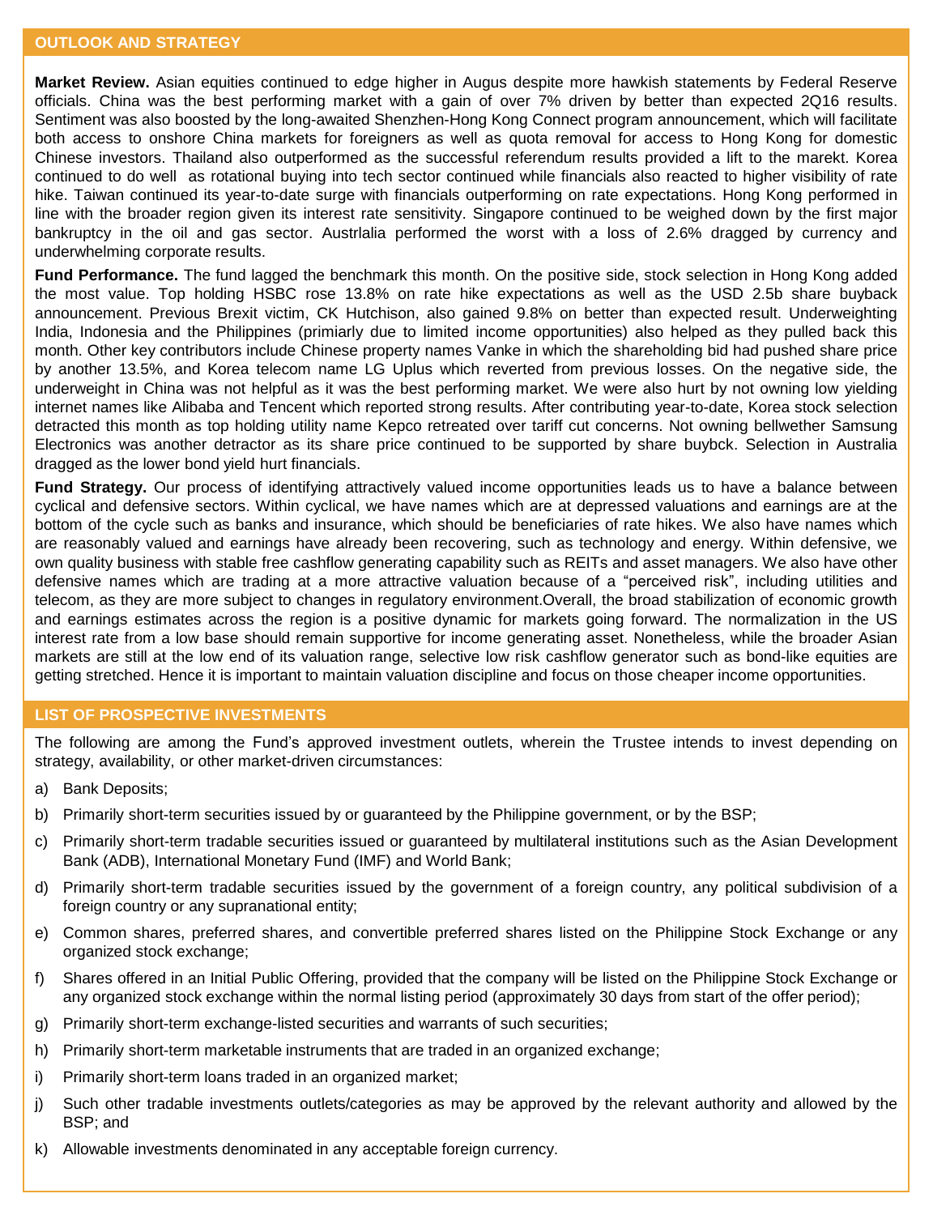## OUTLOOK AND STRATEGY

**Market Review.** Asian equities continued to edge higher in Augus despite more hawkish statements by Federal Reserve officials. China was the best performing market with a gain of over 7% driven by better than expected 2Q16 results. Sentiment was also boosted by the long-awaited Shenzhen-Hong Kong Connect program announcement, which will facilitate both access to onshore China markets for foreigners as well as quota removal for access to Hong Kong for domestic Chinese investors. Thailand also outperformed as the successful referendum results provided a lift to the marekt. Korea continued to do well as rotational buying into tech sector continued while financials also reacted to higher visibility of rate hike. Taiwan continued its year-to-date surge with financials outperforming on rate expectations. Hong Kong performed in line with the broader region given its interest rate sensitivity. Singapore continued to be weighed down by the first major bankruptcy in the oil and gas sector. Austrlalia performed the worst with a loss of 2.6% dragged by currency and underwhelming corporate results.

**Fund Performance.** The fund lagged the benchmark this month. On the positive side, stock selection in Hong Kong added the most value. Top holding HSBC rose 13.8% on rate hike expectations as well as the USD 2.5b share buyback announcement. Previous Brexit victim, CK Hutchison, also gained 9.8% on better than expected result. Underweighting India, Indonesia and the Philippines (primiarly due to limited income opportunities) also helped as they pulled back this month. Other key contributors include Chinese property names Vanke in which the shareholding bid had pushed share price by another 13.5%, and Korea telecom name LG Uplus which reverted from previous losses. On the negative side, the underweight in China was not helpful as it was the best performing market. We were also hurt by not owning low yielding internet names like Alibaba and Tencent which reported strong results. After contributing year-to-date, Korea stock selection detracted this month as top holding utility name Kepco retreated over tariff cut concerns. Not owning bellwether Samsung Electronics was another detractor as its share price continued to be supported by share buybck. Selection in Australia dragged as the lower bond yield hurt financials.

**Fund Strategy.** Our process of identifying attractively valued income opportunities leads us to have a balance between cyclical and defensive sectors. Within cyclical, we have names which are at depressed valuations and earnings are at the bottom of the cycle such as banks and insurance, which should be beneficiaries of rate hikes. We also have names which are reasonably valued and earnings have already been recovering, such as technology and energy. Within defensive, we own quality business with stable free cashflow generating capability such as REITs and asset managers. We also have other defensive names which are trading at a more attractive valuation because of a "perceived risk", including utilities and telecom, as they are more subject to changes in regulatory environment.Overall, the broad stabilization of economic growth and earnings estimates across the region is a positive dynamic for markets going forward. The normalization in the US interest rate from a low base should remain supportive for income generating asset. Nonetheless, while the broader Asian markets are still at the low end of its valuation range, selective low risk cashflow generator such as bond-like equities are getting stretched. Hence it is important to maintain valuation discipline and focus on those cheaper income opportunities.

## LIST OF PROSPECTIVE INVESTMENTS

The following are among the Fund's approved investment outlets, wherein the Trustee intends to invest depending on strategy, availability, or other market-driven circumstances:

a) Bank Deposits;

b) Primarily short-term securities issued by or guaranteed by the Philippine government, or by the BSP;

c) Primarily short-term tradable securities issued or guaranteed by multilateral institutions such as the Asian Development Bank (ADB), International Monetary Fund (IMF) and World Bank;

d) Primarily short-term tradable securities issued by the government of a foreign country, any political subdivision of a foreign country or any supranational entity;

e) Common shares, preferred shares, and convertible preferred shares listed on the Philippine Stock Exchange or any organized stock exchange;

f) Shares offered in an Initial Public Offering, provided that the company will be listed on the Philippine Stock Exchange or any organized stock exchange within the normal listing period (approximately 30 days from start of the offer period);

g) Primarily short-term exchange-listed securities and warrants of such securities;

h) Primarily short-term marketable instruments that are traded in an organized exchange;

i) Primarily short-term loans traded in an organized market;

j) Such other tradable investments outlets/categories as may be approved by the relevant authority and allowed by the BSP; and

k) Allowable investments denominated in any acceptable foreign currency.